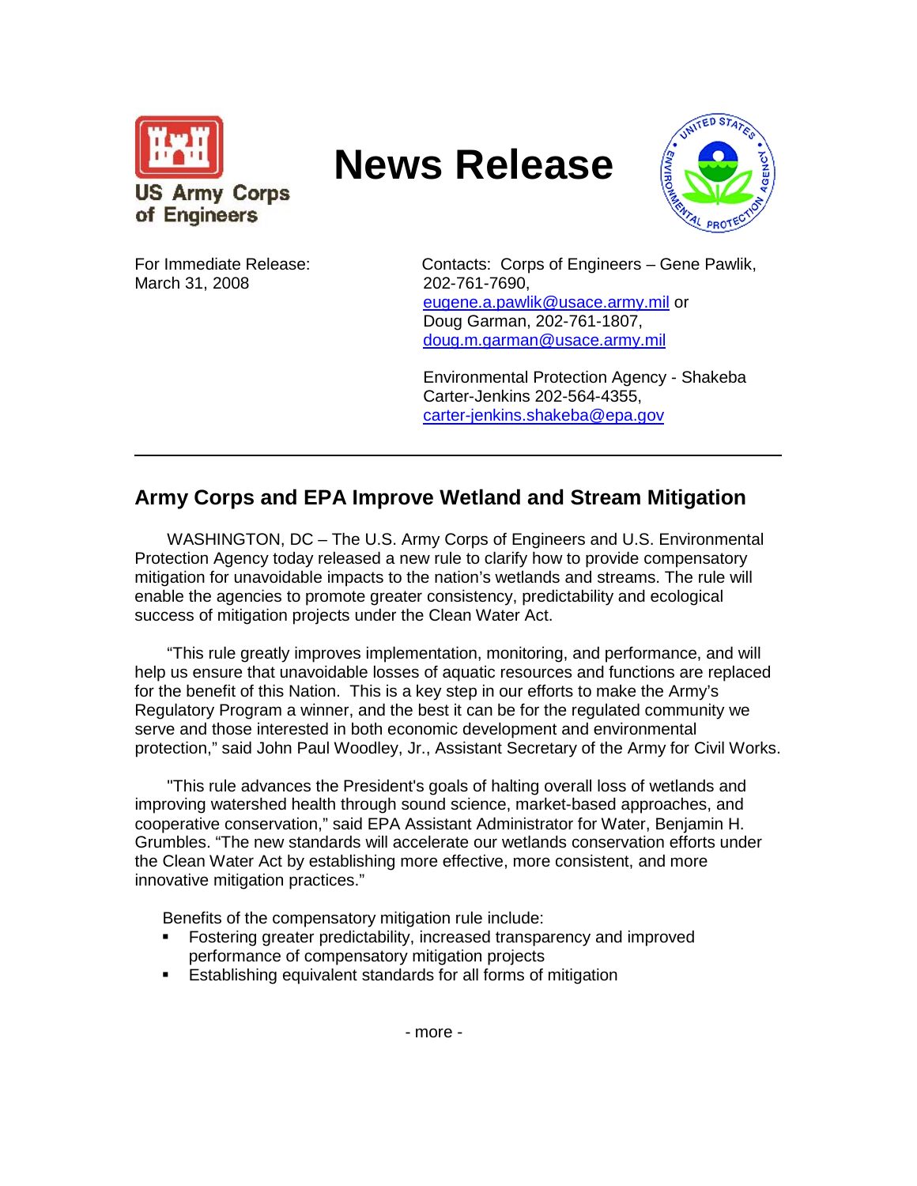US Army Corps of Engineers

# News Release

For Immediate Release:
March 31, 2008

Contacts: Corps of Engineers – Gene Pawlik, 202-761-7690, eugene.a.pawlik@usace.army.mil or Doug Garman, 202-761-1807, doug.m.garman@usace.army.mil

Environmental Protection Agency - Shakeba Carter-Jenkins 202-564-4355, carter-jenkins.shakeba@epa.gov

---

## Army Corps and EPA Improve Wetland and Stream Mitigation

WASHINGTON, DC – The U.S. Army Corps of Engineers and U.S. Environmental Protection Agency today released a new rule to clarify how to provide compensatory mitigation for unavoidable impacts to the nation's wetlands and streams. The rule will enable the agencies to promote greater consistency, predictability and ecological success of mitigation projects under the Clean Water Act.

"This rule greatly improves implementation, monitoring, and performance, and will help us ensure that unavoidable losses of aquatic resources and functions are replaced for the benefit of this Nation. This is a key step in our efforts to make the Army's Regulatory Program a winner, and the best it can be for the regulated community we serve and those interested in both economic development and environmental protection," said John Paul Woodley, Jr., Assistant Secretary of the Army for Civil Works.

"This rule advances the President's goals of halting overall loss of wetlands and improving watershed health through sound science, market-based approaches, and cooperative conservation," said EPA Assistant Administrator for Water, Benjamin H. Grumbles. "The new standards will accelerate our wetlands conservation efforts under the Clean Water Act by establishing more effective, more consistent, and more innovative mitigation practices."

Benefits of the compensatory mitigation rule include:

- Fostering greater predictability, increased transparency and improved performance of compensatory mitigation projects
- Establishing equivalent standards for all forms of mitigation

- more -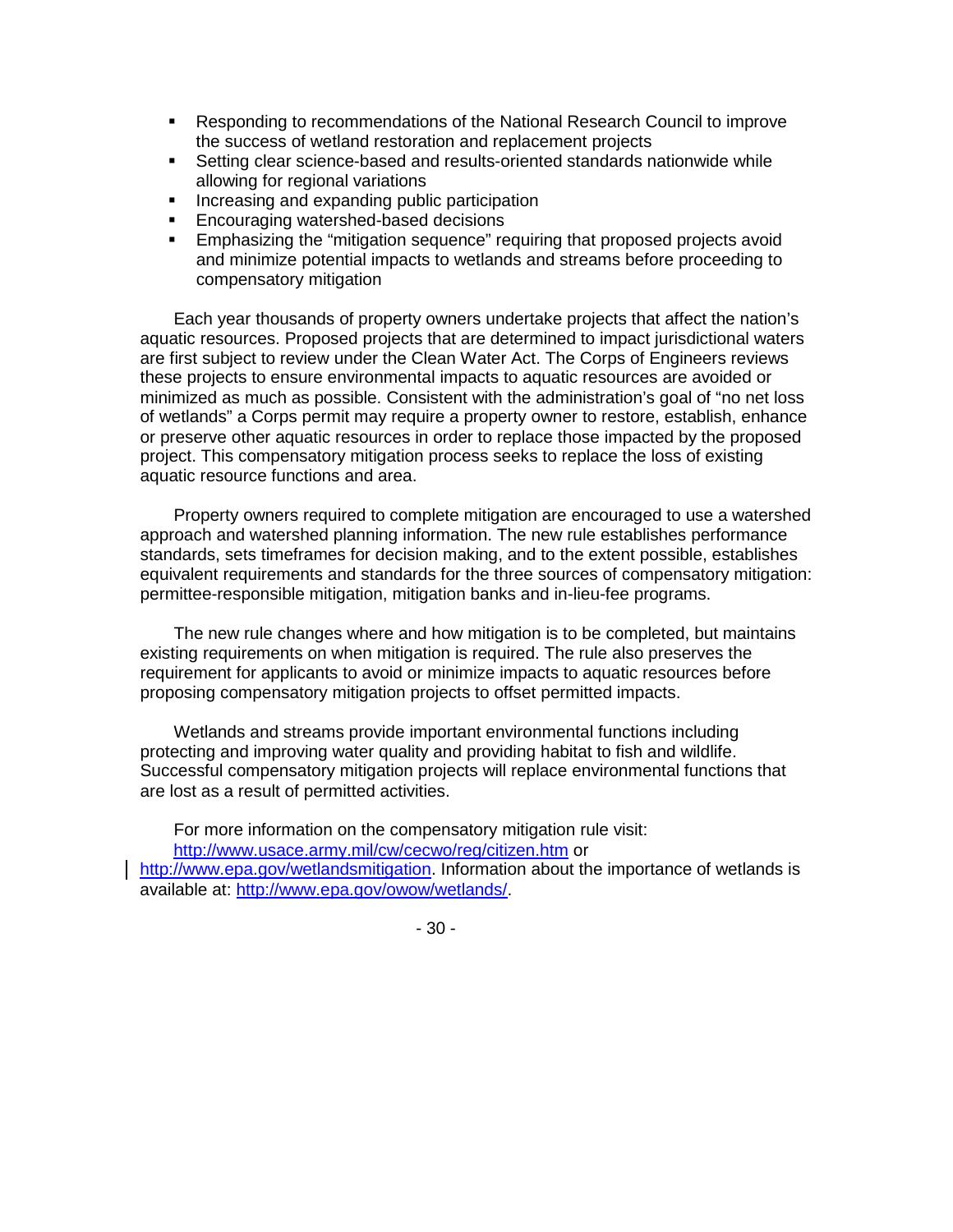- Responding to recommendations of the National Research Council to improve the success of wetland restoration and replacement projects
- Setting clear science-based and results-oriented standards nationwide while allowing for regional variations
- Increasing and expanding public participation
- Encouraging watershed-based decisions
- Emphasizing the "mitigation sequence" requiring that proposed projects avoid and minimize potential impacts to wetlands and streams before proceeding to compensatory mitigation

Each year thousands of property owners undertake projects that affect the nation's aquatic resources. Proposed projects that are determined to impact jurisdictional waters are first subject to review under the Clean Water Act. The Corps of Engineers reviews these projects to ensure environmental impacts to aquatic resources are avoided or minimized as much as possible. Consistent with the administration's goal of "no net loss of wetlands" a Corps permit may require a property owner to restore, establish, enhance or preserve other aquatic resources in order to replace those impacted by the proposed project. This compensatory mitigation process seeks to replace the loss of existing aquatic resource functions and area.

Property owners required to complete mitigation are encouraged to use a watershed approach and watershed planning information. The new rule establishes performance standards, sets timeframes for decision making, and to the extent possible, establishes equivalent requirements and standards for the three sources of compensatory mitigation: permittee-responsible mitigation, mitigation banks and in-lieu-fee programs.

The new rule changes where and how mitigation is to be completed, but maintains existing requirements on when mitigation is required. The rule also preserves the requirement for applicants to avoid or minimize impacts to aquatic resources before proposing compensatory mitigation projects to offset permitted impacts.

Wetlands and streams provide important environmental functions including protecting and improving water quality and providing habitat to fish and wildlife. Successful compensatory mitigation projects will replace environmental functions that are lost as a result of permitted activities.

For more information on the compensatory mitigation rule visit: http://www.usace.army.mil/cw/cecwo/reg/citizen.htm or http://www.epa.gov/wetlandsmitigation. Information about the importance of wetlands is available at: http://www.epa.gov/owow/wetlands/.